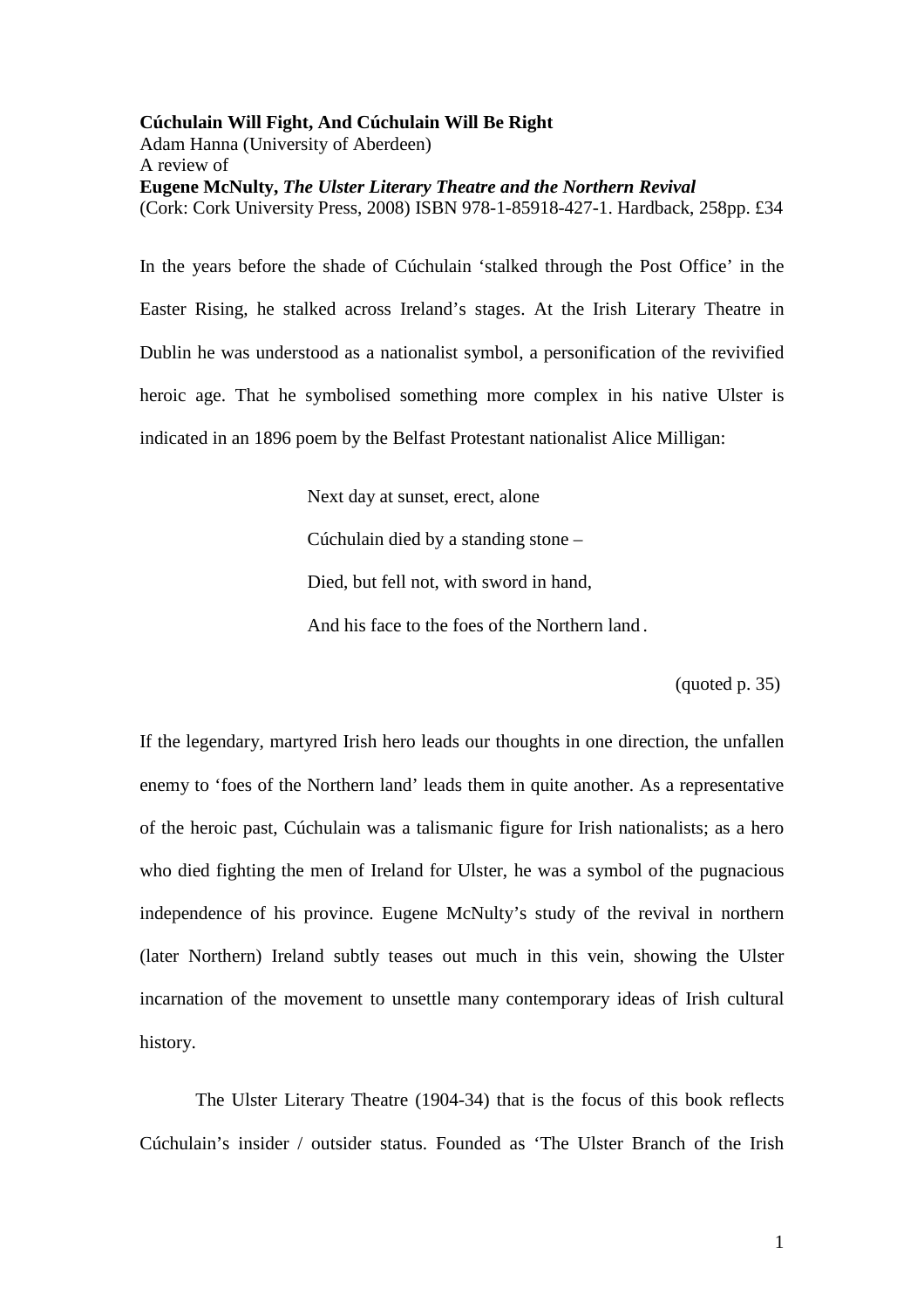**Cúchulain Will Fight, And Cúchulain Will Be Right**
Adam Hanna (University of Aberdeen)
A review of
**Eugene McNulty, *The Ulster Literary Theatre and the Northern Revival***
(Cork: Cork University Press, 2008) ISBN 978-1-85918-427-1. Hardback, 258pp. £34

In the years before the shade of Cúchulain 'stalked through the Post Office' in the Easter Rising, he stalked across Ireland's stages. At the Irish Literary Theatre in Dublin he was understood as a nationalist symbol, a personification of the revivified heroic age. That he symbolised something more complex in his native Ulster is indicated in an 1896 poem by the Belfast Protestant nationalist Alice Milligan:

> Next day at sunset, erect, alone
>
> Cúchulain died by a standing stone –
>
> Died, but fell not, with sword in hand,
>
> And his face to the foes of the Northern land.
>
> (quoted p. 35)

If the legendary, martyred Irish hero leads our thoughts in one direction, the unfallen enemy to 'foes of the Northern land' leads them in quite another. As a representative of the heroic past, Cúchulain was a talismanic figure for Irish nationalists; as a hero who died fighting the men of Ireland for Ulster, he was a symbol of the pugnacious independence of his province. Eugene McNulty's study of the revival in northern (later Northern) Ireland subtly teases out much in this vein, showing the Ulster incarnation of the movement to unsettle many contemporary ideas of Irish cultural history.

The Ulster Literary Theatre (1904-34) that is the focus of this book reflects Cúchulain's insider / outsider status. Founded as 'The Ulster Branch of the Irish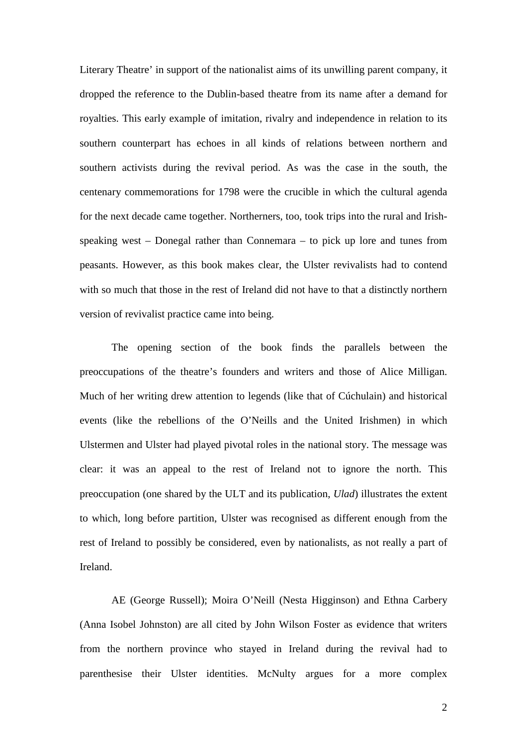Literary Theatre' in support of the nationalist aims of its unwilling parent company, it dropped the reference to the Dublin-based theatre from its name after a demand for royalties. This early example of imitation, rivalry and independence in relation to its southern counterpart has echoes in all kinds of relations between northern and southern activists during the revival period. As was the case in the south, the centenary commemorations for 1798 were the crucible in which the cultural agenda for the next decade came together. Northerners, too, took trips into the rural and Irish-speaking west – Donegal rather than Connemara – to pick up lore and tunes from peasants. However, as this book makes clear, the Ulster revivalists had to contend with so much that those in the rest of Ireland did not have to that a distinctly northern version of revivalist practice came into being.

The opening section of the book finds the parallels between the preoccupations of the theatre's founders and writers and those of Alice Milligan. Much of her writing drew attention to legends (like that of Cúchulain) and historical events (like the rebellions of the O'Neills and the United Irishmen) in which Ulstermen and Ulster had played pivotal roles in the national story. The message was clear: it was an appeal to the rest of Ireland not to ignore the north. This preoccupation (one shared by the ULT and its publication, *Ulad*) illustrates the extent to which, long before partition, Ulster was recognised as different enough from the rest of Ireland to possibly be considered, even by nationalists, as not really a part of Ireland.

AE (George Russell); Moira O'Neill (Nesta Higginson) and Ethna Carbery (Anna Isobel Johnston) are all cited by John Wilson Foster as evidence that writers from the northern province who stayed in Ireland during the revival had to parenthesise their Ulster identities. McNulty argues for a more complex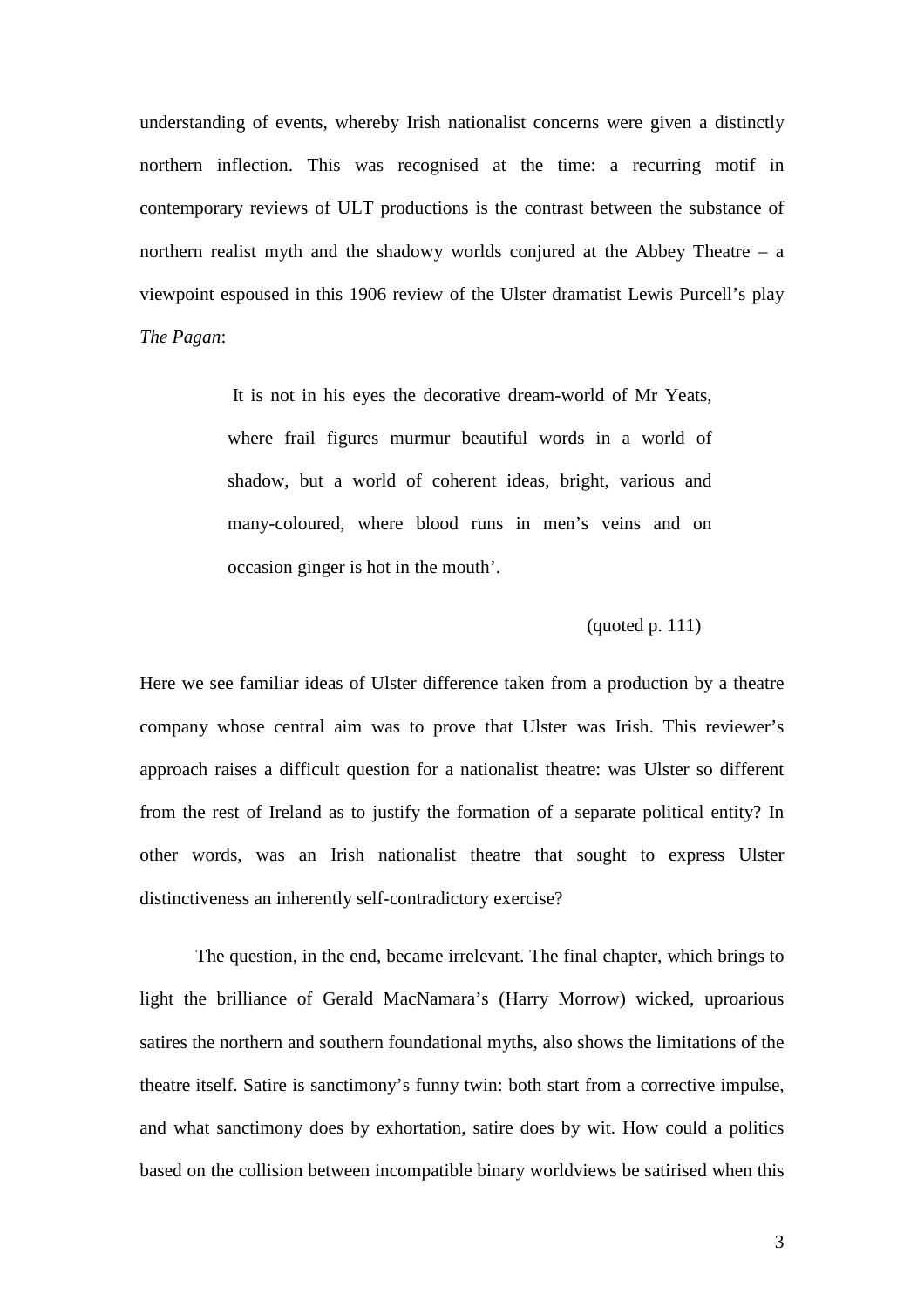understanding of events, whereby Irish nationalist concerns were given a distinctly northern inflection. This was recognised at the time: a recurring motif in contemporary reviews of ULT productions is the contrast between the substance of northern realist myth and the shadowy worlds conjured at the Abbey Theatre – a viewpoint espoused in this 1906 review of the Ulster dramatist Lewis Purcell's play *The Pagan*:

> It is not in his eyes the decorative dream-world of Mr Yeats, where frail figures murmur beautiful words in a world of shadow, but a world of coherent ideas, bright, various and many-coloured, where blood runs in men's veins and on occasion ginger is hot in the mouth'.
>
> (quoted p. 111)

Here we see familiar ideas of Ulster difference taken from a production by a theatre company whose central aim was to prove that Ulster was Irish. This reviewer's approach raises a difficult question for a nationalist theatre: was Ulster so different from the rest of Ireland as to justify the formation of a separate political entity? In other words, was an Irish nationalist theatre that sought to express Ulster distinctiveness an inherently self-contradictory exercise?

The question, in the end, became irrelevant. The final chapter, which brings to light the brilliance of Gerald MacNamara's (Harry Morrow) wicked, uproarious satires the northern and southern foundational myths, also shows the limitations of the theatre itself. Satire is sanctimony's funny twin: both start from a corrective impulse, and what sanctimony does by exhortation, satire does by wit. How could a politics based on the collision between incompatible binary worldviews be satirised when this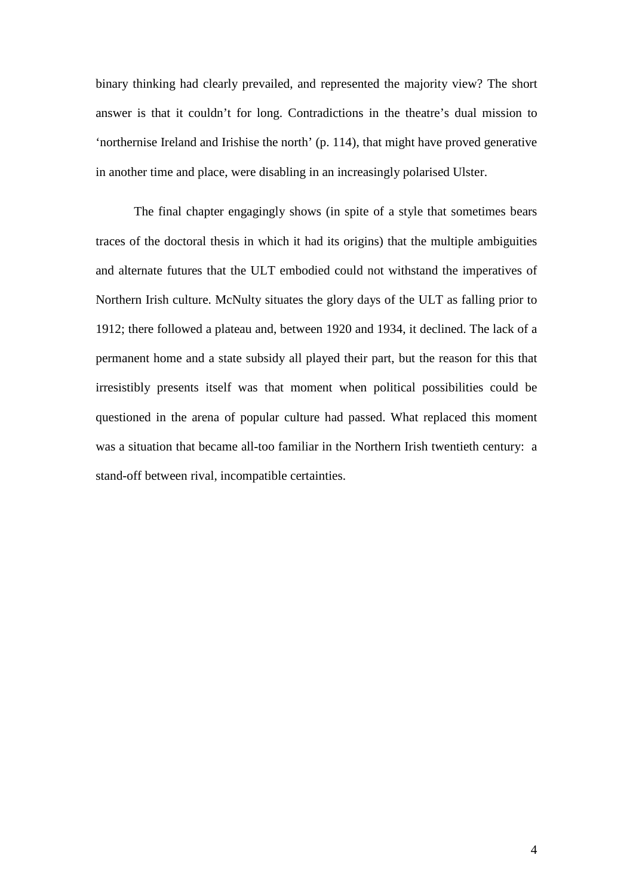binary thinking had clearly prevailed, and represented the majority view? The short answer is that it couldn't for long. Contradictions in the theatre's dual mission to 'northernise Ireland and Irishise the north' (p. 114), that might have proved generative in another time and place, were disabling in an increasingly polarised Ulster.

The final chapter engagingly shows (in spite of a style that sometimes bears traces of the doctoral thesis in which it had its origins) that the multiple ambiguities and alternate futures that the ULT embodied could not withstand the imperatives of Northern Irish culture. McNulty situates the glory days of the ULT as falling prior to 1912; there followed a plateau and, between 1920 and 1934, it declined. The lack of a permanent home and a state subsidy all played their part, but the reason for this that irresistibly presents itself was that moment when political possibilities could be questioned in the arena of popular culture had passed. What replaced this moment was a situation that became all-too familiar in the Northern Irish twentieth century: a stand-off between rival, incompatible certainties.